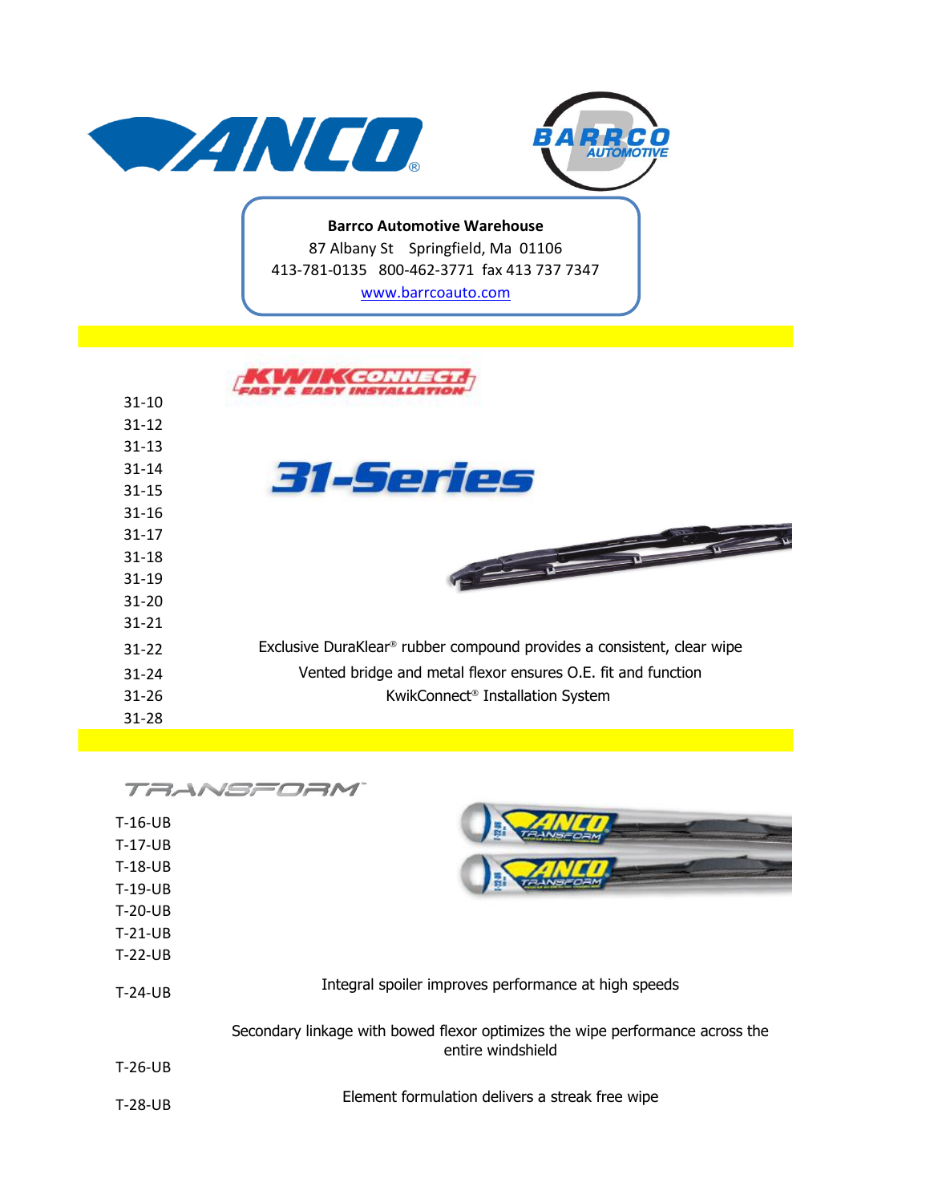# ANCO

# BARRCO AUTOMOTIVE

**Barrco Automotive Warehouse**
87 Albany St Springfield, Ma 01106
413-781-0135 800-462-3771 fax 413 737 7347
www.barrcoauto.com

## KWIKCONNECT — FAST & EASY INSTALLATION

## 31-Series

- 31-10
- 31-12
- 31-13
- 31-14
- 31-15
- 31-16
- 31-17
- 31-18
- 31-19
- 31-20
- 31-21
- 31-22
- 31-24
- 31-26
- 31-28

Exclusive DuraKlear® rubber compound provides a consistent, clear wipe

Vented bridge and metal flexor ensures O.E. fit and function

KwikConnect® Installation System

## TRANSFORM™

- T-16-UB
- T-17-UB
- T-18-UB
- T-19-UB
- T-20-UB
- T-21-UB
- T-22-UB
- T-24-UB
- T-26-UB
- T-28-UB

Integral spoiler improves performance at high speeds

Secondary linkage with bowed flexor optimizes the wipe performance across the entire windshield

Element formulation delivers a streak free wipe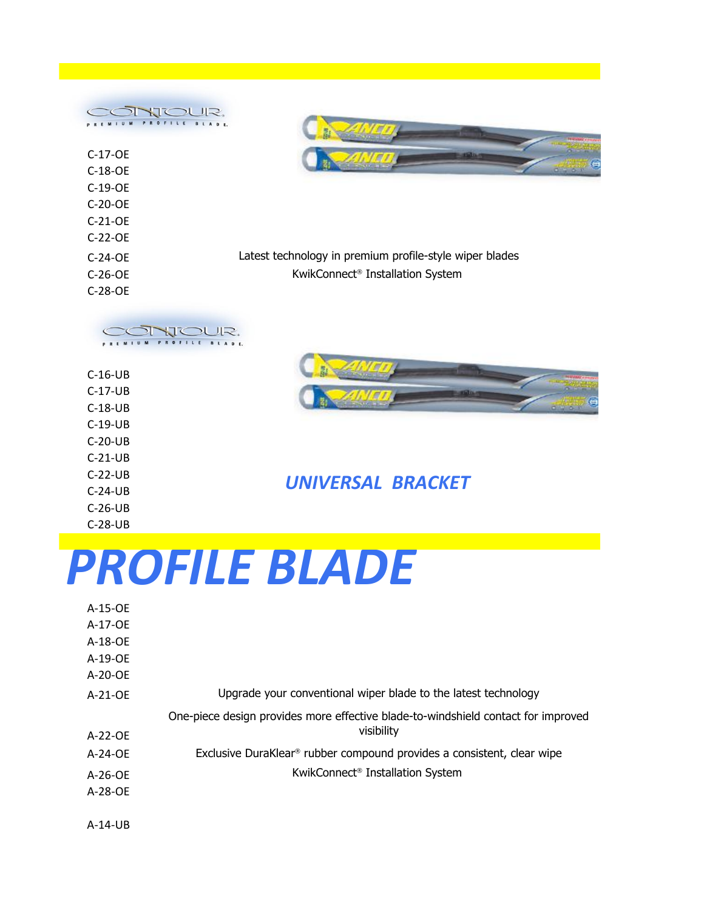CONTOUR
PREMIUM PROFILE BLADE

C-17-OE
C-18-OE
C-19-OE
C-20-OE
C-21-OE
C-22-OE
C-24-OE
C-26-OE
C-28-OE

Latest technology in premium profile-style wiper blades

KwikConnect® Installation System

CONTOUR
PREMIUM PROFILE BLADE

C-16-UB
C-17-UB
C-18-UB
C-19-UB
C-20-UB
C-21-UB
C-22-UB
C-24-UB
C-26-UB
C-28-UB

***UNIVERSAL BRACKET***

# *PROFILE BLADE*

A-15-OE
A-17-OE
A-18-OE
A-19-OE
A-20-OE
A-21-OE
A-22-OE
A-24-OE
A-26-OE
A-28-OE

A-14-UB

Upgrade your conventional wiper blade to the latest technology

One-piece design provides more effective blade-to-windshield contact for improved visibility

Exclusive DuraKlear® rubber compound provides a consistent, clear wipe

KwikConnect® Installation System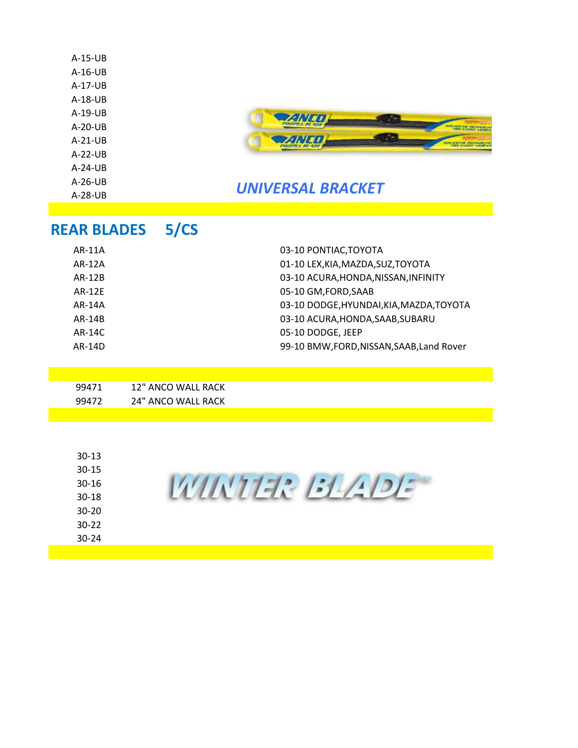A-15-UB
A-16-UB
A-17-UB
A-18-UB
A-19-UB
A-20-UB
A-21-UB
A-22-UB
A-24-UB
A-26-UB
A-28-UB

*UNIVERSAL BRACKET*

## REAR BLADES 5/CS

| | |
|---|---|
| AR-11A | 03-10 PONTIAC,TOYOTA |
| AR-12A | 01-10 LEX,KIA,MAZDA,SUZ,TOYOTA |
| AR-12B | 03-10 ACURA,HONDA,NISSAN,INFINITY |
| AR-12E | 05-10 GM,FORD,SAAB |
| AR-14A | 03-10 DODGE,HYUNDAI,KIA,MAZDA,TOYOTA |
| AR-14B | 03-10 ACURA,HONDA,SAAB,SUBARU |
| AR-14C | 05-10 DODGE, JEEP |
| AR-14D | 99-10 BMW,FORD,NISSAN,SAAB,Land Rover |

| | |
|---|---|
| 99471 | 12" ANCO WALL RACK |
| 99472 | 24" ANCO WALL RACK |

WINTER BLADE™

30-13
30-15
30-16
30-18
30-20
30-22
30-24